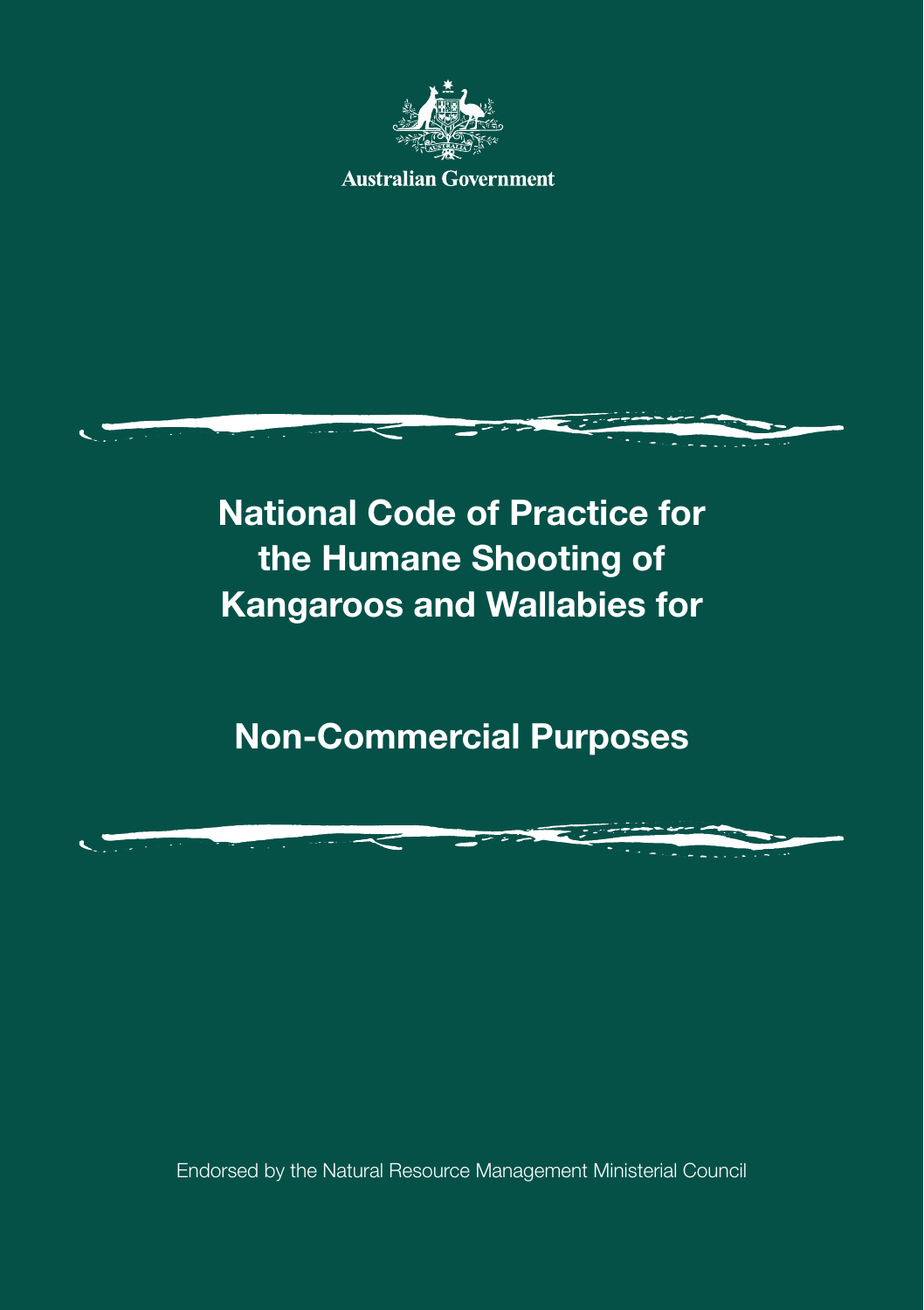Australian Government

# National Code of Practice for the Humane Shooting of Kangaroos and Wallabies for

# Non-Commercial Purposes

Endorsed by the Natural Resource Management Ministerial Council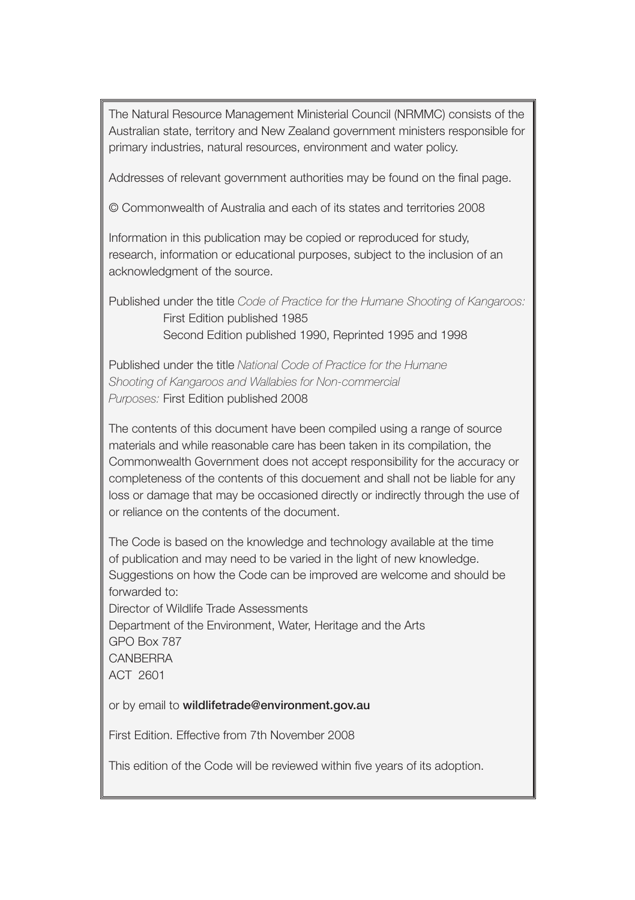The Natural Resource Management Ministerial Council (NRMMC) consists of the Australian state, territory and New Zealand government ministers responsible for primary industries, natural resources, environment and water policy.

Addresses of relevant government authorities may be found on the final page.

© Commonwealth of Australia and each of its states and territories 2008

Information in this publication may be copied or reproduced for study, research, information or educational purposes, subject to the inclusion of an acknowledgment of the source.

Published under the title *Code of Practice for the Humane Shooting of Kangaroos:*
First Edition published 1985
Second Edition published 1990, Reprinted 1995 and 1998

Published under the title *National Code of Practice for the Humane Shooting of Kangaroos and Wallabies for Non-commercial Purposes:* First Edition published 2008

The contents of this document have been compiled using a range of source materials and while reasonable care has been taken in its compilation, the Commonwealth Government does not accept responsibility for the accuracy or completeness of the contents of this docuement and shall not be liable for any loss or damage that may be occasioned directly or indirectly through the use of or reliance on the contents of the document.

The Code is based on the knowledge and technology available at the time of publication and may need to be varied in the light of new knowledge. Suggestions on how the Code can be improved are welcome and should be forwarded to:
Director of Wildlife Trade Assessments
Department of the Environment, Water, Heritage and the Arts
GPO Box 787
CANBERRA
ACT 2601

or by email to **wildlifetrade@environment.gov.au**

First Edition. Effective from 7th November 2008

This edition of the Code will be reviewed within five years of its adoption.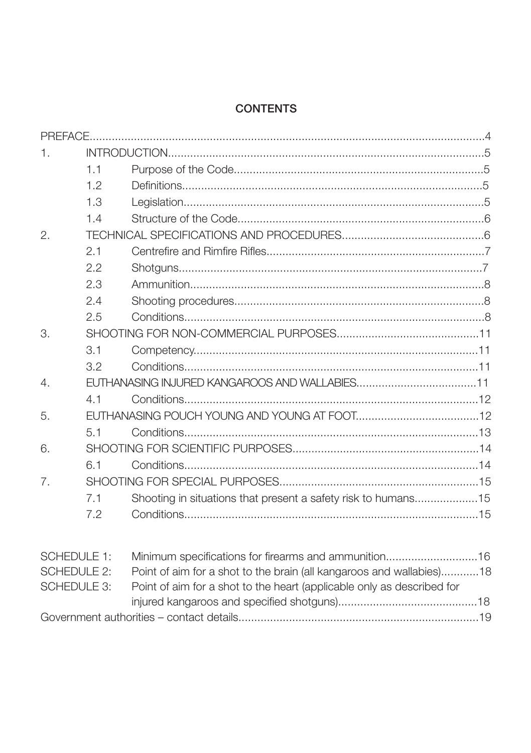## CONTENTS

| | | | |
|---|---|---|---|
| PREFACE | | | 4 |
| 1. | INTRODUCTION | | 5 |
| | 1.1 | Purpose of the Code | 5 |
| | 1.2 | Definitions | 5 |
| | 1.3 | Legislation | 5 |
| | 1.4 | Structure of the Code | 6 |
| 2. | TECHNICAL SPECIFICATIONS AND PROCEDURES | | 6 |
| | 2.1 | Centrefire and Rimfire Rifles | 7 |
| | 2.2 | Shotguns | 7 |
| | 2.3 | Ammunition | 8 |
| | 2.4 | Shooting procedures | 8 |
| | 2.5 | Conditions | 8 |
| 3. | SHOOTING FOR NON-COMMERCIAL PURPOSES | | 11 |
| | 3.1 | Competency | 11 |
| | 3.2 | Conditions | 11 |
| 4. | EUTHANASING INJURED KANGAROOS AND WALLABIES | | 11 |
| | 4.1 | Conditions | 12 |
| 5. | EUTHANASING POUCH YOUNG AND YOUNG AT FOOT | | 12 |
| | 5.1 | Conditions | 13 |
| 6. | SHOOTING FOR SCIENTIFIC PURPOSES | | 14 |
| | 6.1 | Conditions | 14 |
| 7. | SHOOTING FOR SPECIAL PURPOSES | | 15 |
| | 7.1 | Shooting in situations that present a safety risk to humans | 15 |
| | 7.2 | Conditions | 15 |

| | | |
|---|---|---|
| SCHEDULE 1: | Minimum specifications for firearms and ammunition | 16 |
| SCHEDULE 2: | Point of aim for a shot to the brain (all kangaroos and wallabies) | 18 |
| SCHEDULE 3: | Point of aim for a shot to the heart (applicable only as described for injured kangaroos and specified shotguns) | 18 |
| Government authorities – contact details | | 19 |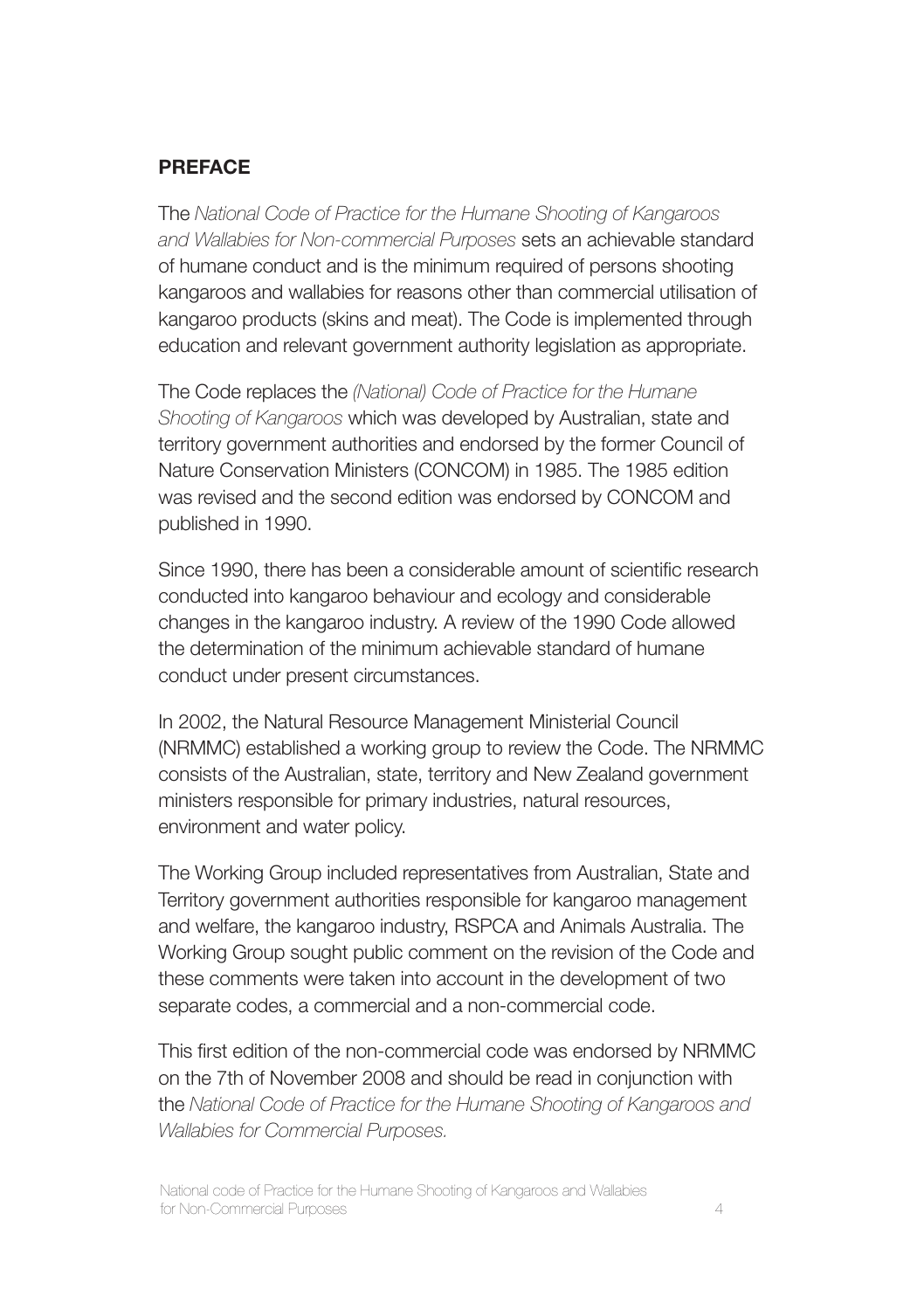## PREFACE

The *National Code of Practice for the Humane Shooting of Kangaroos and Wallabies for Non-commercial Purposes* sets an achievable standard of humane conduct and is the minimum required of persons shooting kangaroos and wallabies for reasons other than commercial utilisation of kangaroo products (skins and meat). The Code is implemented through education and relevant government authority legislation as appropriate.

The Code replaces the *(National) Code of Practice for the Humane Shooting of Kangaroos* which was developed by Australian, state and territory government authorities and endorsed by the former Council of Nature Conservation Ministers (CONCOM) in 1985. The 1985 edition was revised and the second edition was endorsed by CONCOM and published in 1990.

Since 1990, there has been a considerable amount of scientific research conducted into kangaroo behaviour and ecology and considerable changes in the kangaroo industry. A review of the 1990 Code allowed the determination of the minimum achievable standard of humane conduct under present circumstances.

In 2002, the Natural Resource Management Ministerial Council (NRMMC) established a working group to review the Code. The NRMMC consists of the Australian, state, territory and New Zealand government ministers responsible for primary industries, natural resources, environment and water policy.

The Working Group included representatives from Australian, State and Territory government authorities responsible for kangaroo management and welfare, the kangaroo industry, RSPCA and Animals Australia. The Working Group sought public comment on the revision of the Code and these comments were taken into account in the development of two separate codes, a commercial and a non-commercial code.

This first edition of the non-commercial code was endorsed by NRMMC on the 7th of November 2008 and should be read in conjunction with the *National Code of Practice for the Humane Shooting of Kangaroos and Wallabies for Commercial Purposes.*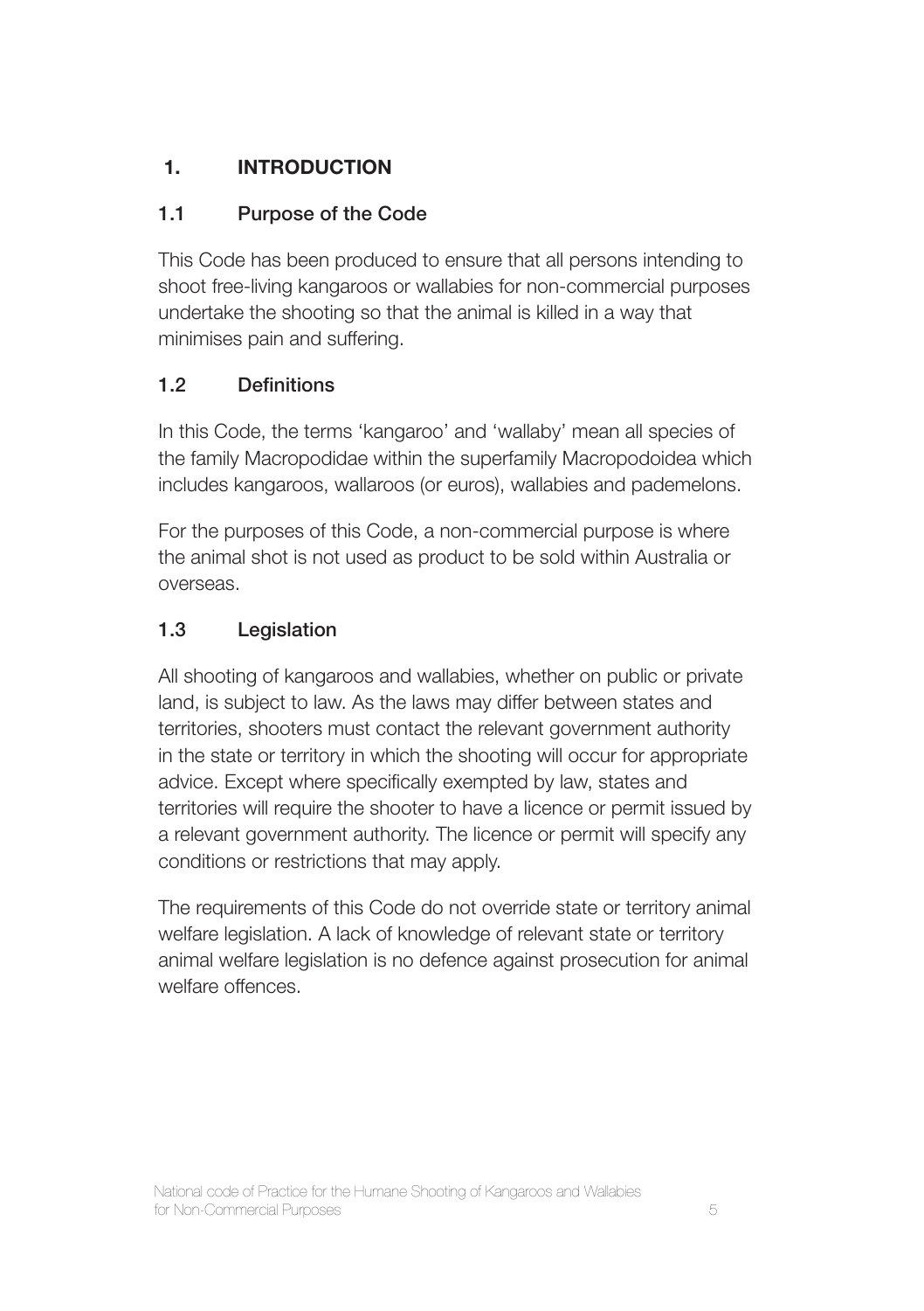# 1. INTRODUCTION

## 1.1 Purpose of the Code

This Code has been produced to ensure that all persons intending to shoot free-living kangaroos or wallabies for non-commercial purposes undertake the shooting so that the animal is killed in a way that minimises pain and suffering.

## 1.2 Definitions

In this Code, the terms 'kangaroo' and 'wallaby' mean all species of the family Macropodidae within the superfamily Macropodoidea which includes kangaroos, wallaroos (or euros), wallabies and pademelons.

For the purposes of this Code, a non-commercial purpose is where the animal shot is not used as product to be sold within Australia or overseas.

## 1.3 Legislation

All shooting of kangaroos and wallabies, whether on public or private land, is subject to law. As the laws may differ between states and territories, shooters must contact the relevant government authority in the state or territory in which the shooting will occur for appropriate advice. Except where specifically exempted by law, states and territories will require the shooter to have a licence or permit issued by a relevant government authority. The licence or permit will specify any conditions or restrictions that may apply.

The requirements of this Code do not override state or territory animal welfare legislation. A lack of knowledge of relevant state or territory animal welfare legislation is no defence against prosecution for animal welfare offences.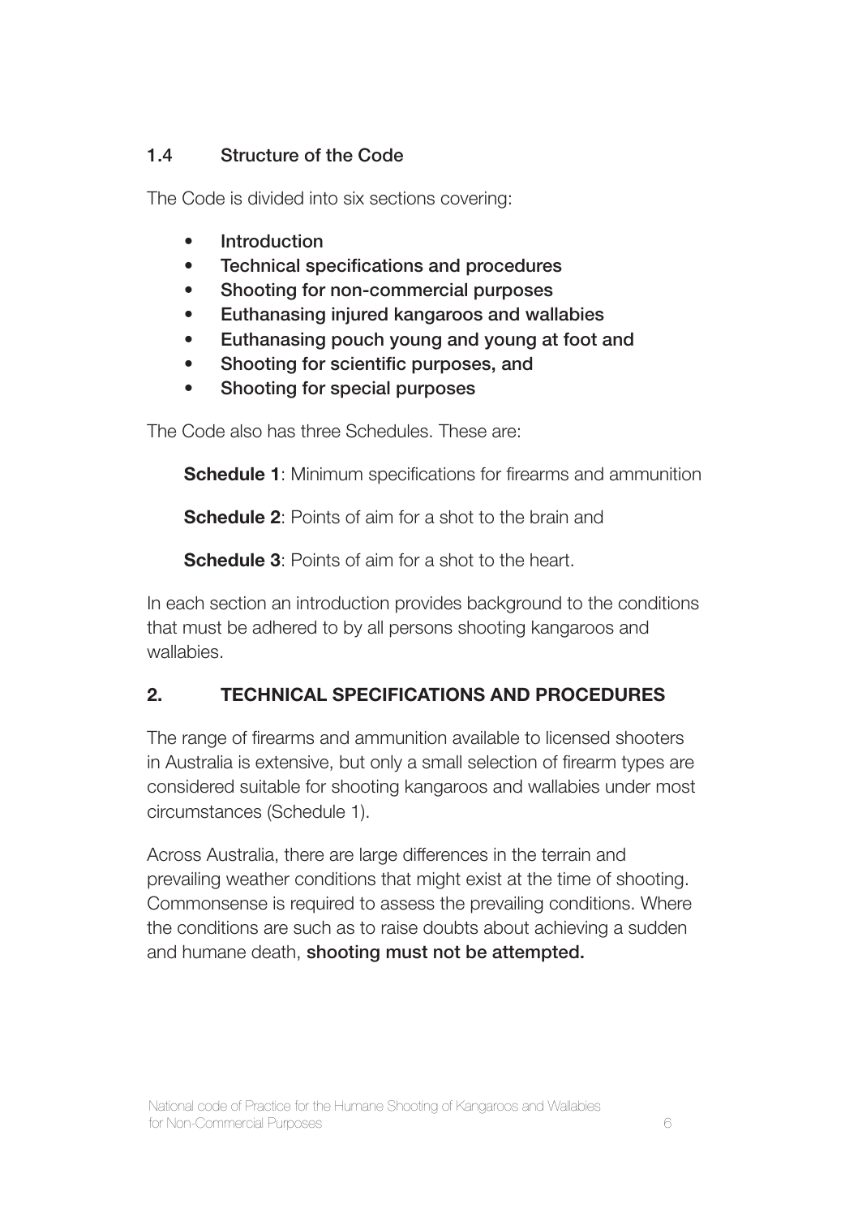### 1.4 Structure of the Code

The Code is divided into six sections covering:

- Introduction
- Technical specifications and procedures
- Shooting for non-commercial purposes
- Euthanasing injured kangaroos and wallabies
- Euthanasing pouch young and young at foot and
- Shooting for scientific purposes, and
- Shooting for special purposes

The Code also has three Schedules. These are:

**Schedule 1**: Minimum specifications for firearms and ammunition

**Schedule 2**: Points of aim for a shot to the brain and

**Schedule 3**: Points of aim for a shot to the heart.

In each section an introduction provides background to the conditions that must be adhered to by all persons shooting kangaroos and wallabies.

## 2. TECHNICAL SPECIFICATIONS AND PROCEDURES

The range of firearms and ammunition available to licensed shooters in Australia is extensive, but only a small selection of firearm types are considered suitable for shooting kangaroos and wallabies under most circumstances (Schedule 1).

Across Australia, there are large differences in the terrain and prevailing weather conditions that might exist at the time of shooting. Commonsense is required to assess the prevailing conditions. Where the conditions are such as to raise doubts about achieving a sudden and humane death, **shooting must not be attempted.**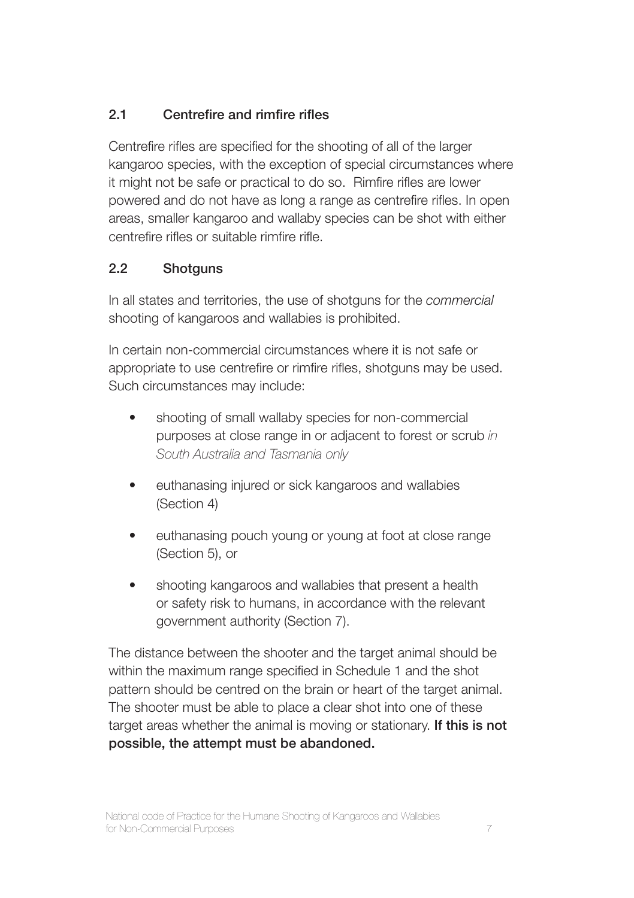## 2.1 Centrefire and rimfire rifles

Centrefire rifles are specified for the shooting of all of the larger kangaroo species, with the exception of special circumstances where it might not be safe or practical to do so. Rimfire rifles are lower powered and do not have as long a range as centrefire rifles. In open areas, smaller kangaroo and wallaby species can be shot with either centrefire rifles or suitable rimfire rifle.

## 2.2 Shotguns

In all states and territories, the use of shotguns for the *commercial* shooting of kangaroos and wallabies is prohibited.

In certain non-commercial circumstances where it is not safe or appropriate to use centrefire or rimfire rifles, shotguns may be used. Such circumstances may include:

- shooting of small wallaby species for non-commercial purposes at close range in or adjacent to forest or scrub *in South Australia and Tasmania only*
- euthanasing injured or sick kangaroos and wallabies (Section 4)
- euthanasing pouch young or young at foot at close range (Section 5), or
- shooting kangaroos and wallabies that present a health or safety risk to humans, in accordance with the relevant government authority (Section 7).

The distance between the shooter and the target animal should be within the maximum range specified in Schedule 1 and the shot pattern should be centred on the brain or heart of the target animal. The shooter must be able to place a clear shot into one of these target areas whether the animal is moving or stationary. **If this is not possible, the attempt must be abandoned.**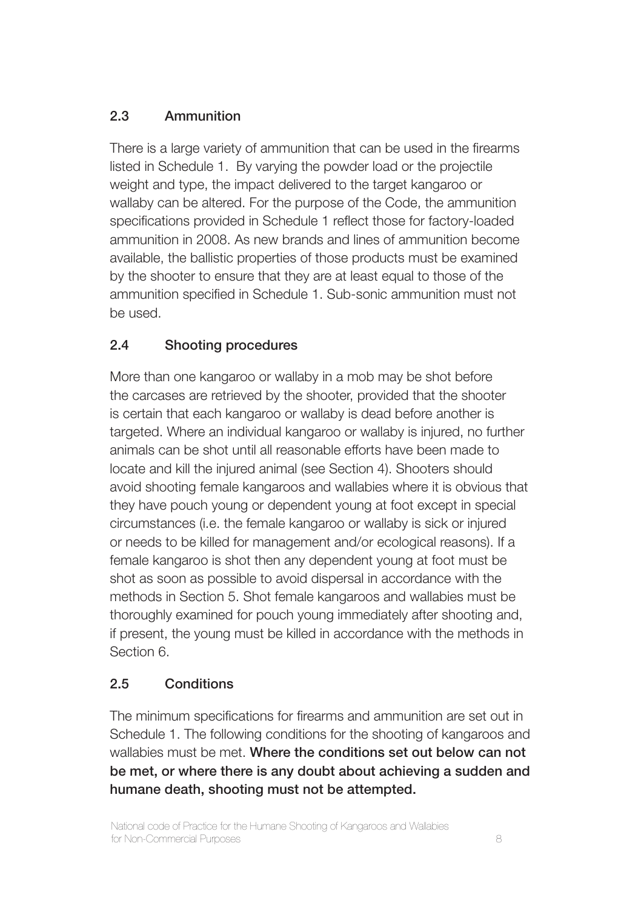## 2.3 Ammunition

There is a large variety of ammunition that can be used in the firearms listed in Schedule 1. By varying the powder load or the projectile weight and type, the impact delivered to the target kangaroo or wallaby can be altered. For the purpose of the Code, the ammunition specifications provided in Schedule 1 reflect those for factory-loaded ammunition in 2008. As new brands and lines of ammunition become available, the ballistic properties of those products must be examined by the shooter to ensure that they are at least equal to those of the ammunition specified in Schedule 1. Sub-sonic ammunition must not be used.

## 2.4 Shooting procedures

More than one kangaroo or wallaby in a mob may be shot before the carcases are retrieved by the shooter, provided that the shooter is certain that each kangaroo or wallaby is dead before another is targeted. Where an individual kangaroo or wallaby is injured, no further animals can be shot until all reasonable efforts have been made to locate and kill the injured animal (see Section 4). Shooters should avoid shooting female kangaroos and wallabies where it is obvious that they have pouch young or dependent young at foot except in special circumstances (i.e. the female kangaroo or wallaby is sick or injured or needs to be killed for management and/or ecological reasons). If a female kangaroo is shot then any dependent young at foot must be shot as soon as possible to avoid dispersal in accordance with the methods in Section 5. Shot female kangaroos and wallabies must be thoroughly examined for pouch young immediately after shooting and, if present, the young must be killed in accordance with the methods in Section 6.

## 2.5 Conditions

The minimum specifications for firearms and ammunition are set out in Schedule 1. The following conditions for the shooting of kangaroos and wallabies must be met. **Where the conditions set out below can not be met, or where there is any doubt about achieving a sudden and humane death, shooting must not be attempted.**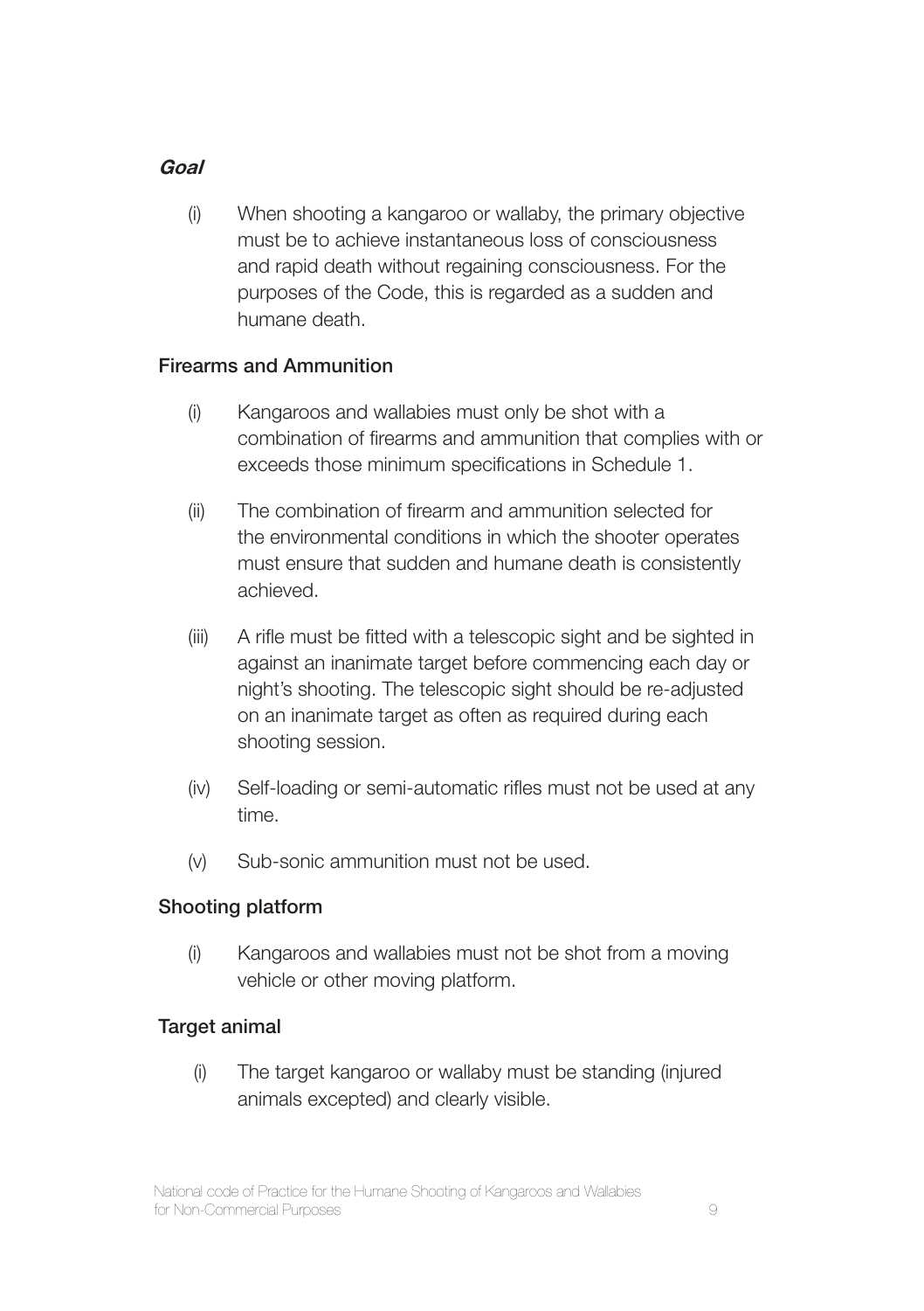### *Goal*

(i) When shooting a kangaroo or wallaby, the primary objective must be to achieve instantaneous loss of consciousness and rapid death without regaining consciousness. For the purposes of the Code, this is regarded as a sudden and humane death.

### Firearms and Ammunition

(i) Kangaroos and wallabies must only be shot with a combination of firearms and ammunition that complies with or exceeds those minimum specifications in Schedule 1.

(ii) The combination of firearm and ammunition selected for the environmental conditions in which the shooter operates must ensure that sudden and humane death is consistently achieved.

(iii) A rifle must be fitted with a telescopic sight and be sighted in against an inanimate target before commencing each day or night's shooting. The telescopic sight should be re-adjusted on an inanimate target as often as required during each shooting session.

(iv) Self-loading or semi-automatic rifles must not be used at any time.

(v) Sub-sonic ammunition must not be used.

### Shooting platform

(i) Kangaroos and wallabies must not be shot from a moving vehicle or other moving platform.

### Target animal

(i) The target kangaroo or wallaby must be standing (injured animals excepted) and clearly visible.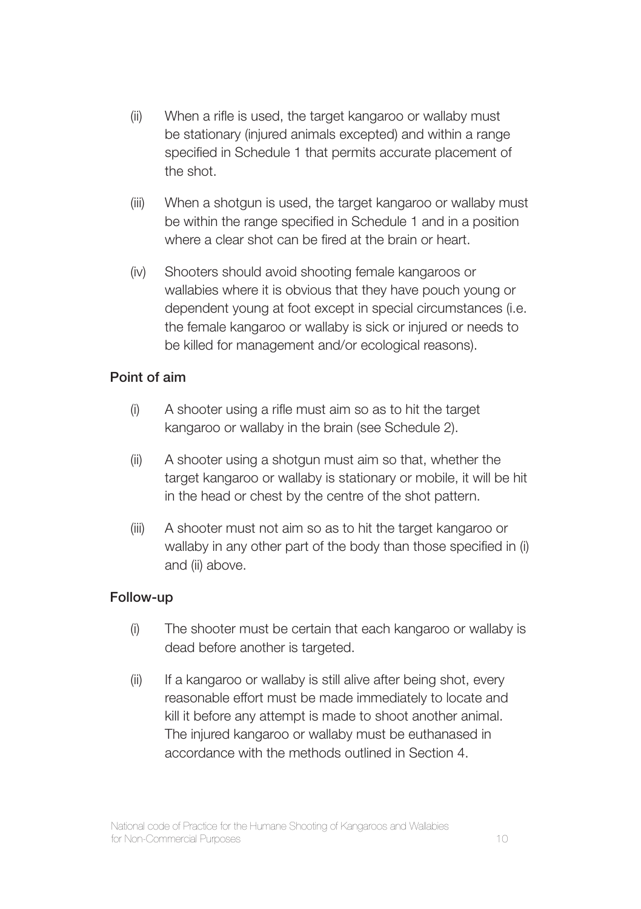(ii) When a rifle is used, the target kangaroo or wallaby must be stationary (injured animals excepted) and within a range specified in Schedule 1 that permits accurate placement of the shot.

(iii) When a shotgun is used, the target kangaroo or wallaby must be within the range specified in Schedule 1 and in a position where a clear shot can be fired at the brain or heart.

(iv) Shooters should avoid shooting female kangaroos or wallabies where it is obvious that they have pouch young or dependent young at foot except in special circumstances (i.e. the female kangaroo or wallaby is sick or injured or needs to be killed for management and/or ecological reasons).

**Point of aim**

(i) A shooter using a rifle must aim so as to hit the target kangaroo or wallaby in the brain (see Schedule 2).

(ii) A shooter using a shotgun must aim so that, whether the target kangaroo or wallaby is stationary or mobile, it will be hit in the head or chest by the centre of the shot pattern.

(iii) A shooter must not aim so as to hit the target kangaroo or wallaby in any other part of the body than those specified in (i) and (ii) above.

**Follow-up**

(i) The shooter must be certain that each kangaroo or wallaby is dead before another is targeted.

(ii) If a kangaroo or wallaby is still alive after being shot, every reasonable effort must be made immediately to locate and kill it before any attempt is made to shoot another animal. The injured kangaroo or wallaby must be euthanased in accordance with the methods outlined in Section 4.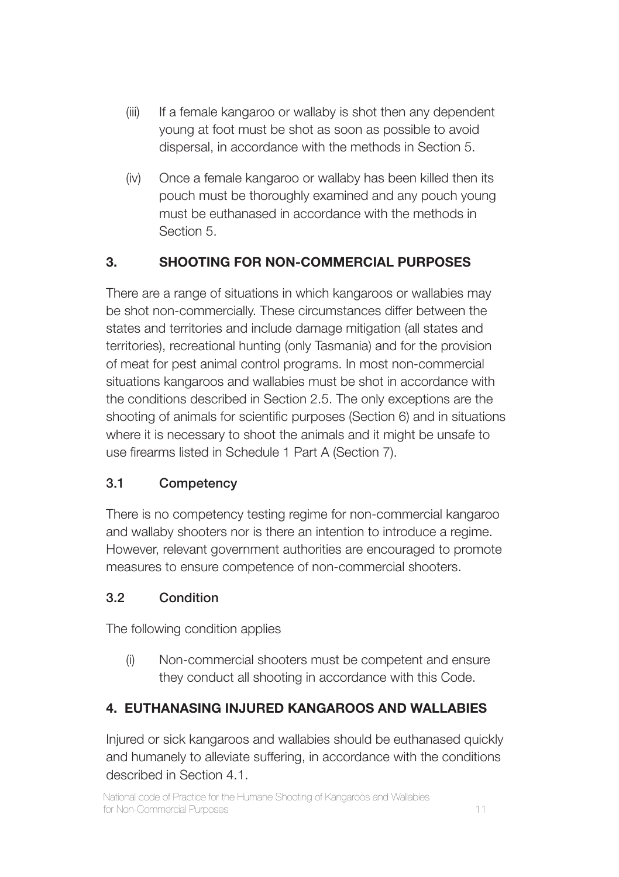(iii) If a female kangaroo or wallaby is shot then any dependent young at foot must be shot as soon as possible to avoid dispersal, in accordance with the methods in Section 5.

(iv) Once a female kangaroo or wallaby has been killed then its pouch must be thoroughly examined and any pouch young must be euthanased in accordance with the methods in Section 5.

## 3. SHOOTING FOR NON-COMMERCIAL PURPOSES

There are a range of situations in which kangaroos or wallabies may be shot non-commercially. These circumstances differ between the states and territories and include damage mitigation (all states and territories), recreational hunting (only Tasmania) and for the provision of meat for pest animal control programs. In most non-commercial situations kangaroos and wallabies must be shot in accordance with the conditions described in Section 2.5. The only exceptions are the shooting of animals for scientific purposes (Section 6) and in situations where it is necessary to shoot the animals and it might be unsafe to use firearms listed in Schedule 1 Part A (Section 7).

### 3.1 Competency

There is no competency testing regime for non-commercial kangaroo and wallaby shooters nor is there an intention to introduce a regime. However, relevant government authorities are encouraged to promote measures to ensure competence of non-commercial shooters.

### 3.2 Condition

The following condition applies

(i) Non-commercial shooters must be competent and ensure they conduct all shooting in accordance with this Code.

## 4. EUTHANASING INJURED KANGAROOS AND WALLABIES

Injured or sick kangaroos and wallabies should be euthanased quickly and humanely to alleviate suffering, in accordance with the conditions described in Section 4.1.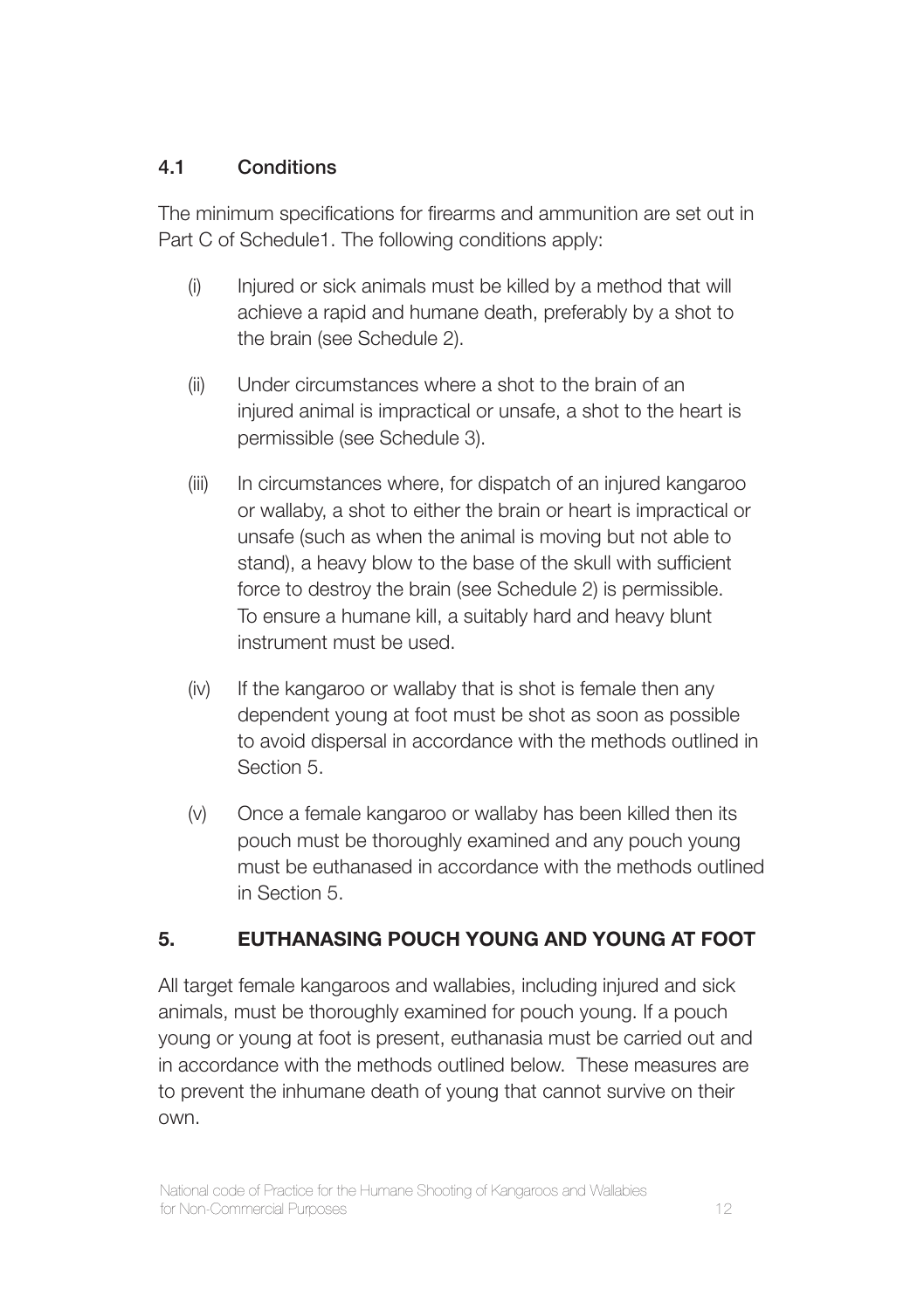### 4.1 Conditions

The minimum specifications for firearms and ammunition are set out in Part C of Schedule1. The following conditions apply:

(i) Injured or sick animals must be killed by a method that will achieve a rapid and humane death, preferably by a shot to the brain (see Schedule 2).

(ii) Under circumstances where a shot to the brain of an injured animal is impractical or unsafe, a shot to the heart is permissible (see Schedule 3).

(iii) In circumstances where, for dispatch of an injured kangaroo or wallaby, a shot to either the brain or heart is impractical or unsafe (such as when the animal is moving but not able to stand), a heavy blow to the base of the skull with sufficient force to destroy the brain (see Schedule 2) is permissible. To ensure a humane kill, a suitably hard and heavy blunt instrument must be used.

(iv) If the kangaroo or wallaby that is shot is female then any dependent young at foot must be shot as soon as possible to avoid dispersal in accordance with the methods outlined in Section 5.

(v) Once a female kangaroo or wallaby has been killed then its pouch must be thoroughly examined and any pouch young must be euthanased in accordance with the methods outlined in Section 5.

## 5. EUTHANASING POUCH YOUNG AND YOUNG AT FOOT

All target female kangaroos and wallabies, including injured and sick animals, must be thoroughly examined for pouch young. If a pouch young or young at foot is present, euthanasia must be carried out and in accordance with the methods outlined below. These measures are to prevent the inhumane death of young that cannot survive on their own.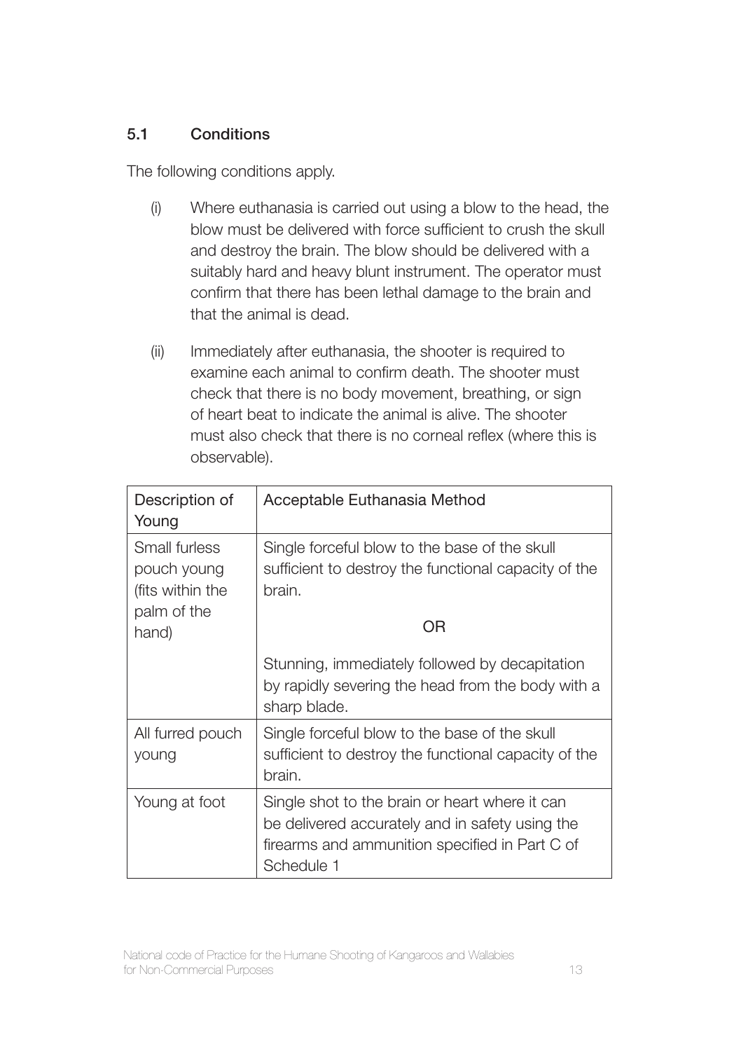### 5.1 Conditions

The following conditions apply.

(i) Where euthanasia is carried out using a blow to the head, the blow must be delivered with force sufficient to crush the skull and destroy the brain. The blow should be delivered with a suitably hard and heavy blunt instrument. The operator must confirm that there has been lethal damage to the brain and that the animal is dead.

(ii) Immediately after euthanasia, the shooter is required to examine each animal to confirm death. The shooter must check that there is no body movement, breathing, or sign of heart beat to indicate the animal is alive. The shooter must also check that there is no corneal reflex (where this is observable).

| Description of Young | Acceptable Euthanasia Method |
|---|---|
| Small furless pouch young (fits within the palm of the hand) | Single forceful blow to the base of the skull sufficient to destroy the functional capacity of the brain.<br><br>OR<br><br>Stunning, immediately followed by decapitation by rapidly severing the head from the body with a sharp blade. |
| All furred pouch young | Single forceful blow to the base of the skull sufficient to destroy the functional capacity of the brain. |
| Young at foot | Single shot to the brain or heart where it can be delivered accurately and in safety using the firearms and ammunition specified in Part C of Schedule 1 |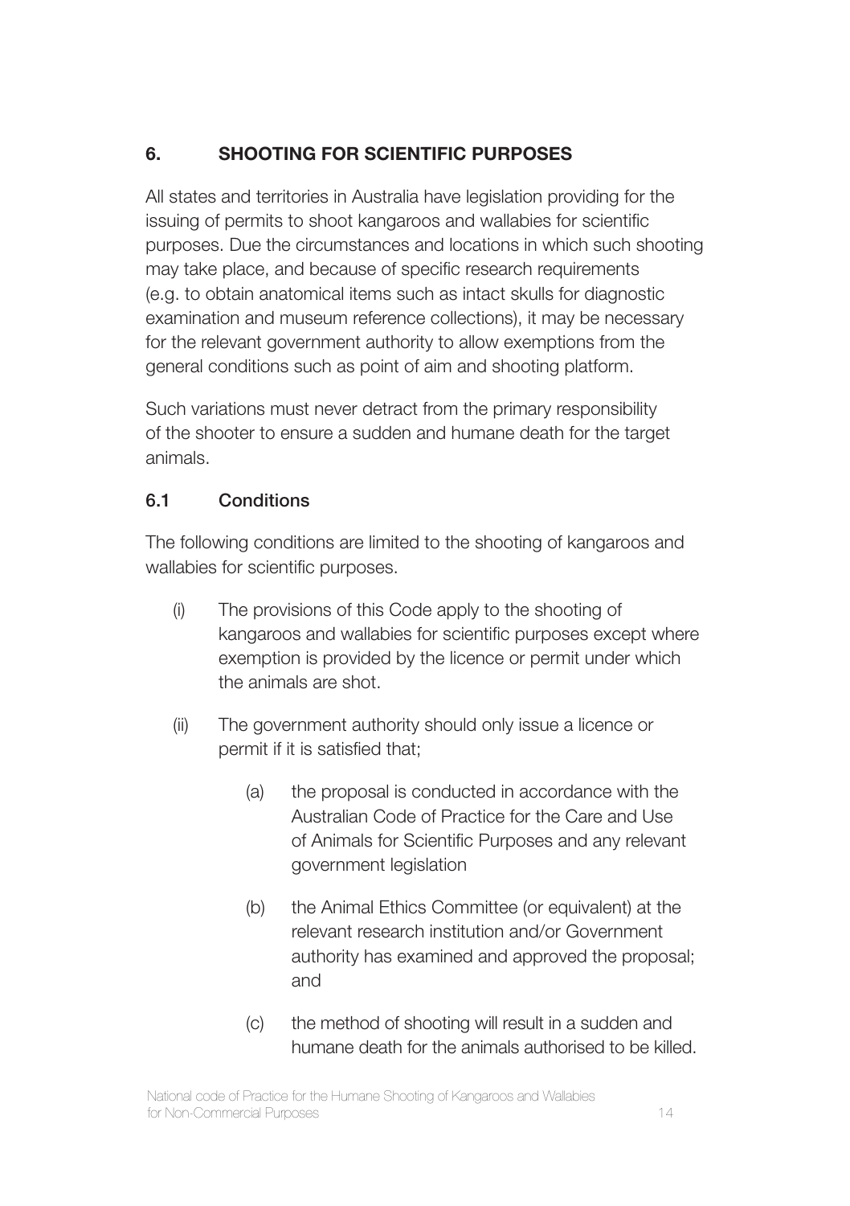## 6. SHOOTING FOR SCIENTIFIC PURPOSES

All states and territories in Australia have legislation providing for the issuing of permits to shoot kangaroos and wallabies for scientific purposes. Due the circumstances and locations in which such shooting may take place, and because of specific research requirements (e.g. to obtain anatomical items such as intact skulls for diagnostic examination and museum reference collections), it may be necessary for the relevant government authority to allow exemptions from the general conditions such as point of aim and shooting platform.

Such variations must never detract from the primary responsibility of the shooter to ensure a sudden and humane death for the target animals.

### 6.1 Conditions

The following conditions are limited to the shooting of kangaroos and wallabies for scientific purposes.

(i) The provisions of this Code apply to the shooting of kangaroos and wallabies for scientific purposes except where exemption is provided by the licence or permit under which the animals are shot.

(ii) The government authority should only issue a licence or permit if it is satisfied that;

  (a) the proposal is conducted in accordance with the Australian Code of Practice for the Care and Use of Animals for Scientific Purposes and any relevant government legislation

  (b) the Animal Ethics Committee (or equivalent) at the relevant research institution and/or Government authority has examined and approved the proposal; and

  (c) the method of shooting will result in a sudden and humane death for the animals authorised to be killed.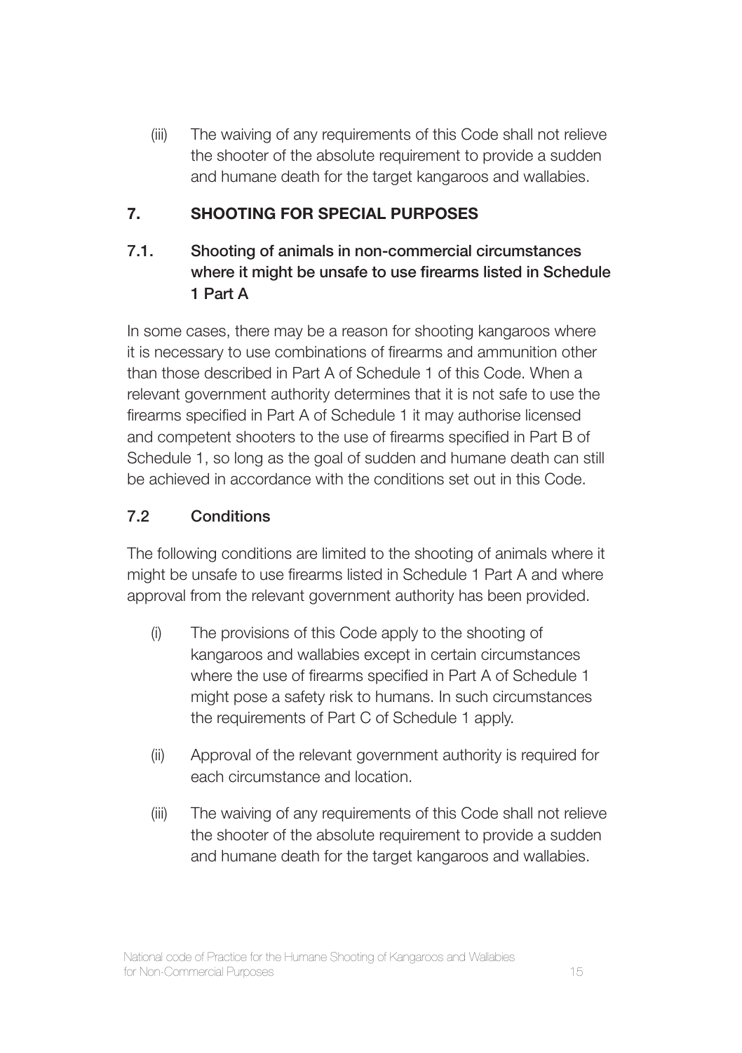(iii) The waiving of any requirements of this Code shall not relieve the shooter of the absolute requirement to provide a sudden and humane death for the target kangaroos and wallabies.

## 7. SHOOTING FOR SPECIAL PURPOSES

### 7.1. Shooting of animals in non-commercial circumstances where it might be unsafe to use firearms listed in Schedule 1 Part A

In some cases, there may be a reason for shooting kangaroos where it is necessary to use combinations of firearms and ammunition other than those described in Part A of Schedule 1 of this Code. When a relevant government authority determines that it is not safe to use the firearms specified in Part A of Schedule 1 it may authorise licensed and competent shooters to the use of firearms specified in Part B of Schedule 1, so long as the goal of sudden and humane death can still be achieved in accordance with the conditions set out in this Code.

### 7.2 Conditions

The following conditions are limited to the shooting of animals where it might be unsafe to use firearms listed in Schedule 1 Part A and where approval from the relevant government authority has been provided.

(i) The provisions of this Code apply to the shooting of kangaroos and wallabies except in certain circumstances where the use of firearms specified in Part A of Schedule 1 might pose a safety risk to humans. In such circumstances the requirements of Part C of Schedule 1 apply.

(ii) Approval of the relevant government authority is required for each circumstance and location.

(iii) The waiving of any requirements of this Code shall not relieve the shooter of the absolute requirement to provide a sudden and humane death for the target kangaroos and wallabies.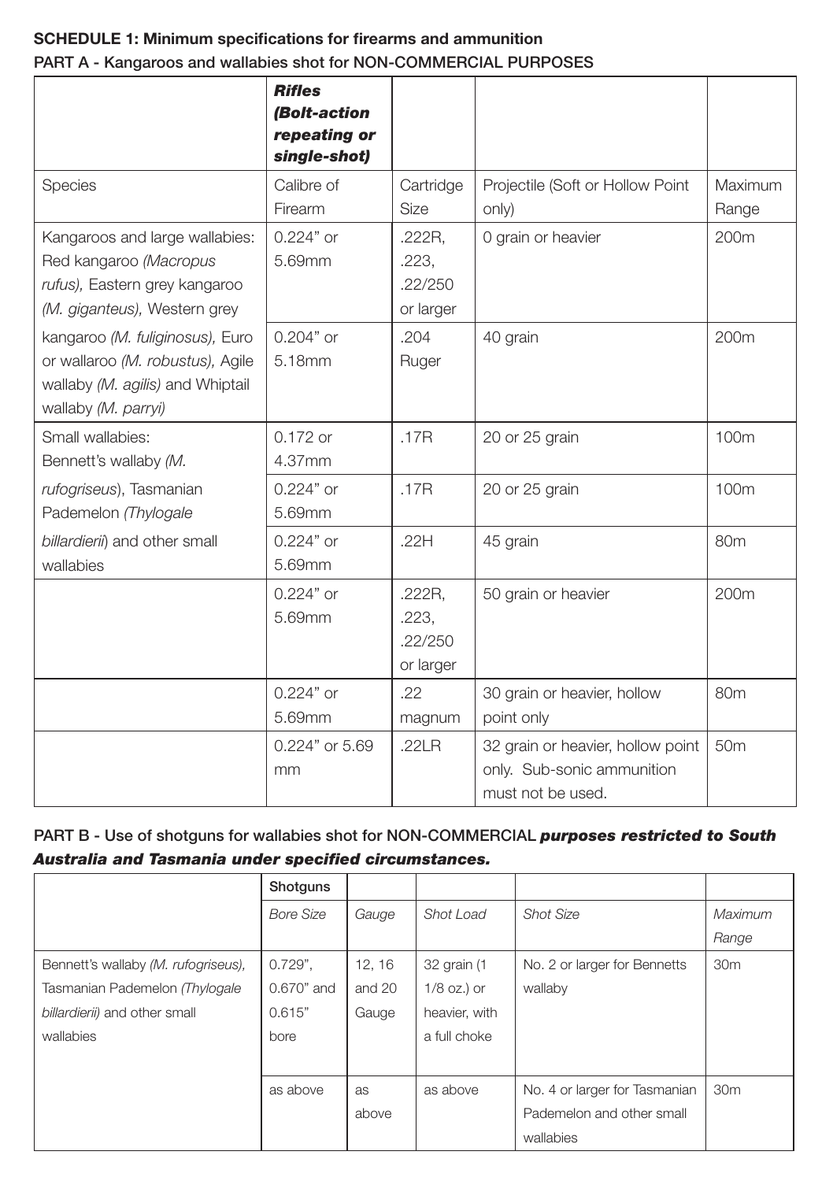**SCHEDULE 1: Minimum specifications for firearms and ammunition**

**PART A - Kangaroos and wallabies shot for NON-COMMERCIAL PURPOSES**

| | ***Rifles (Bolt-action repeating or single-shot)*** | | | |
|---|---|---|---|---|
| Species | Calibre of Firearm | Cartridge Size | Projectile (Soft or Hollow Point only) | Maximum Range |
| Kangaroos and large wallabies: Red kangaroo *(Macropus rufus),* Eastern grey kangaroo *(M. giganteus),* Western grey kangaroo *(M. fuliginosus),* Euro or wallaroo *(M. robustus),* Agile wallaby *(M. agilis)* and Whiptail wallaby *(M. parryi)* | 0.224" or 5.69mm | .222R, .223, .22/250 or larger | 0 grain or heavier | 200m |
| | 0.204" or 5.18mm | .204 Ruger | 40 grain | 200m |
| Small wallabies: Bennett's wallaby *(M. rufogriseus*), Tasmanian Pademelon *(Thylogale billardierii*) and other small wallabies | 0.172 or 4.37mm | .17R | 20 or 25 grain | 100m |
| | 0.224" or 5.69mm | .17R | 20 or 25 grain | 100m |
| | 0.224" or 5.69mm | .22H | 45 grain | 80m |
| | 0.224" or 5.69mm | .222R, .223, .22/250 or larger | 50 grain or heavier | 200m |
| | 0.224" or 5.69mm | .22 magnum | 30 grain or heavier, hollow point only | 80m |
| | 0.224" or 5.69 mm | .22LR | 32 grain or heavier, hollow point only. Sub-sonic ammunition must not be used. | 50m |

**PART B - Use of shotguns for wallabies shot for NON-COMMERCIAL *purposes restricted to South Australia and Tasmania under specified circumstances.***

| | **Shotguns** | | | | |
|---|---|---|---|---|---|
| | *Bore Size* | *Gauge* | *Shot Load* | *Shot Size* | *Maximum Range* |
| Bennett's wallaby *(M. rufogriseus),* Tasmanian Pademelon *(Thylogale billardierii)* and other small wallabies | 0.729", 0.670" and 0.615" bore | 12, 16 and 20 Gauge | 32 grain (1 1/8 oz.) or heavier, with a full choke | No. 2 or larger for Bennetts wallaby | 30m |
| | as above | as above | as above | No. 4 or larger for Tasmanian Pademelon and other small wallabies | 30m |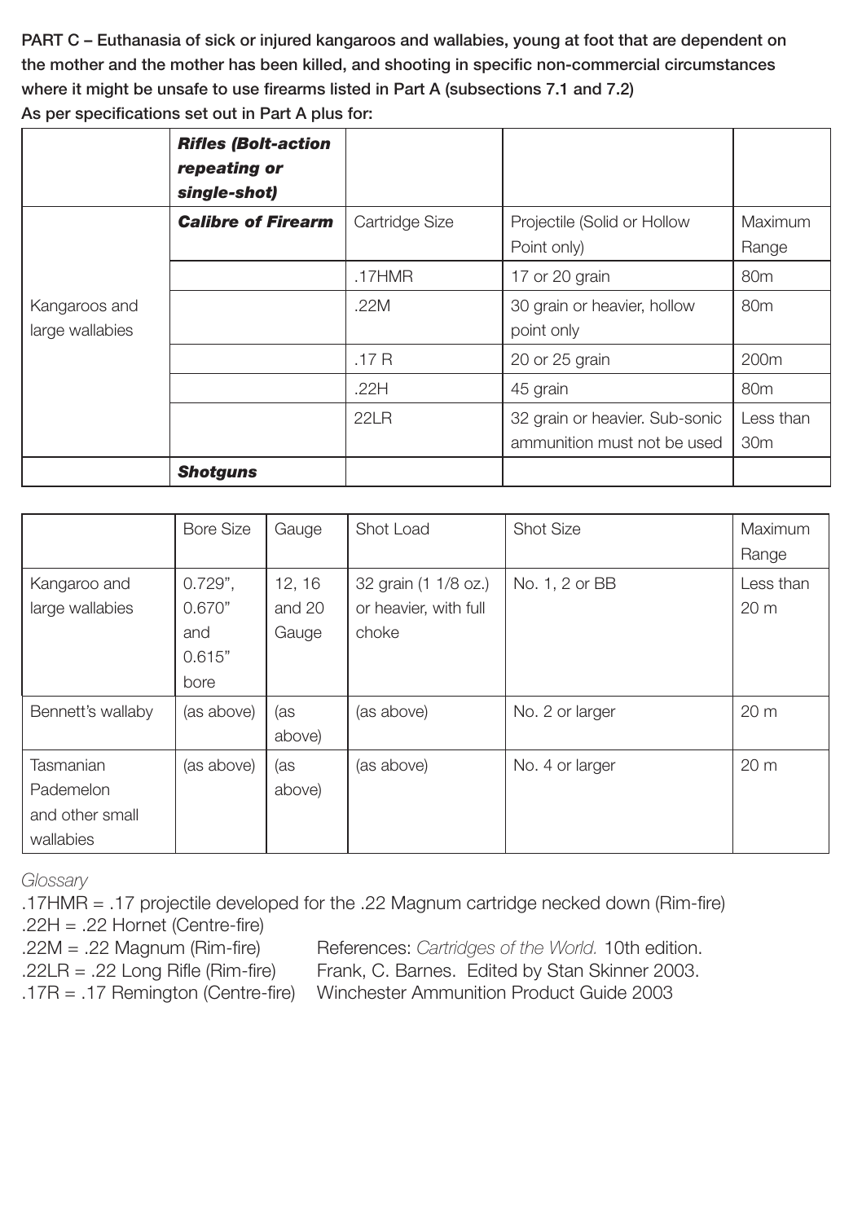**PART C – Euthanasia of sick or injured kangaroos and wallabies, young at foot that are dependent on the mother and the mother has been killed, and shooting in specific non-commercial circumstances where it might be unsafe to use firearms listed in Part A (subsections 7.1 and 7.2)**

**As per specifications set out in Part A plus for:**

| | ***Rifles (Bolt-action repeating or single-shot)*** | | | |
|---|---|---|---|---|
| | ***Calibre of Firearm*** | Cartridge Size | Projectile (Solid or Hollow Point only) | Maximum Range |
| Kangaroos and large wallabies | | .17HMR | 17 or 20 grain | 80m |
| | | .22M | 30 grain or heavier, hollow point only | 80m |
| | | .17 R | 20 or 25 grain | 200m |
| | | .22H | 45 grain | 80m |
| | | 22LR | 32 grain or heavier. Sub-sonic ammunition must not be used | Less than 30m |
| | ***Shotguns*** | | | |

| | Bore Size | Gauge | Shot Load | Shot Size | Maximum Range |
|---|---|---|---|---|---|
| Kangaroo and large wallabies | 0.729", 0.670" and 0.615" bore | 12, 16 and 20 Gauge | 32 grain (1 1/8 oz.) or heavier, with full choke | No. 1, 2 or BB | Less than 20 m |
| Bennett's wallaby | (as above) | (as above) | (as above) | No. 2 or larger | 20 m |
| Tasmanian Pademelon and other small wallabies | (as above) | (as above) | (as above) | No. 4 or larger | 20 m |

*Glossary*

.17HMR = .17 projectile developed for the .22 Magnum cartridge necked down (Rim-fire)
.22H = .22 Hornet (Centre-fire)
.22M = .22 Magnum (Rim-fire)
.22LR = .22 Long Rifle (Rim-fire)
.17R = .17 Remington (Centre-fire)

References: *Cartridges of the World.* 10th edition. Frank, C. Barnes. Edited by Stan Skinner 2003. Winchester Ammunition Product Guide 2003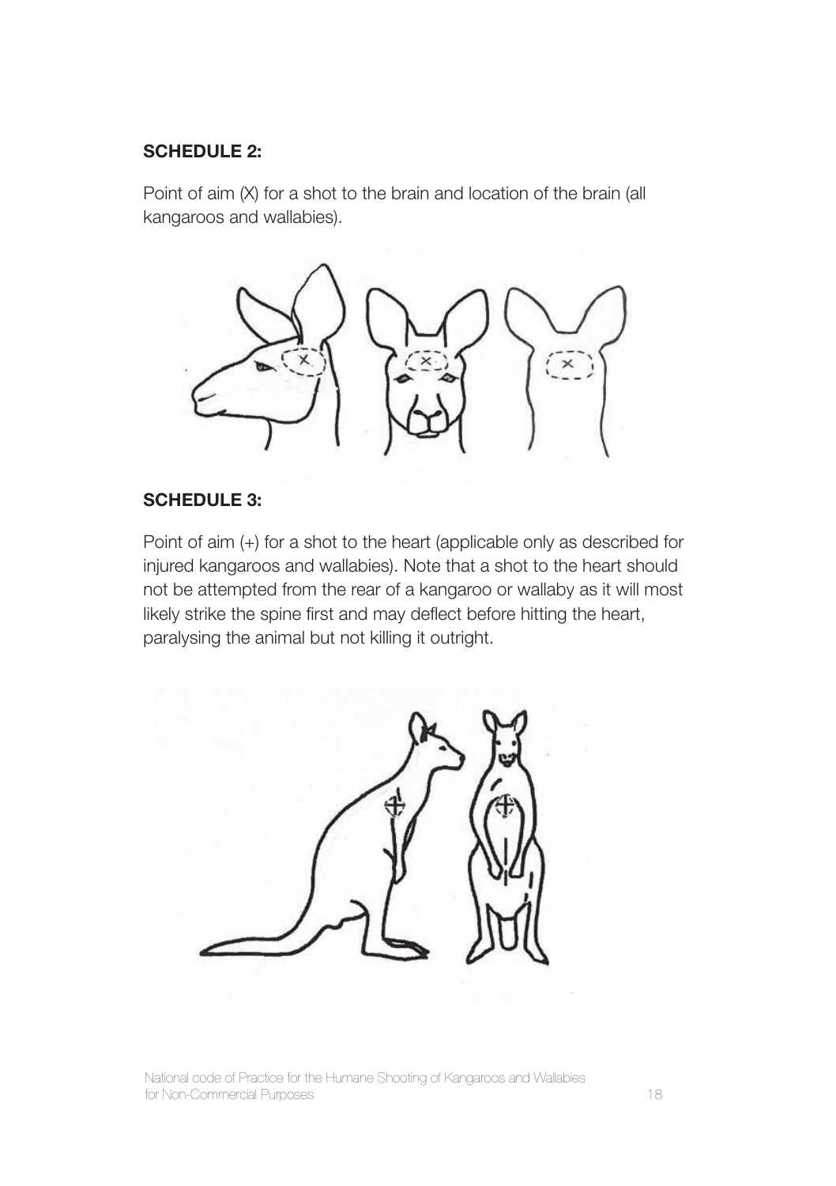**SCHEDULE 2:**

Point of aim (X) for a shot to the brain and location of the brain (all kangaroos and wallabies).

**SCHEDULE 3:**

Point of aim (+) for a shot to the heart (applicable only as described for injured kangaroos and wallabies). Note that a shot to the heart should not be attempted from the rear of a kangaroo or wallaby as it will most likely strike the spine first and may deflect before hitting the heart, paralysing the animal but not killing it outright.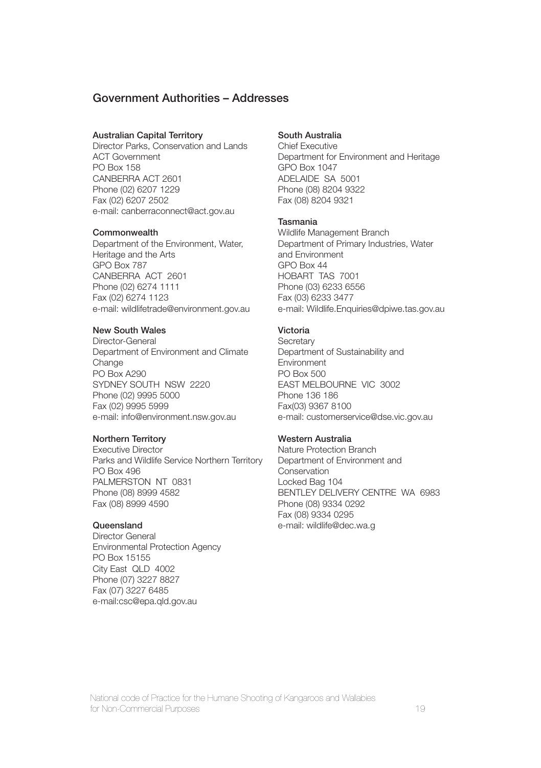## Government Authorities – Addresses

**Australian Capital Territory**
Director Parks, Conservation and Lands
ACT Government
PO Box 158
CANBERRA ACT 2601
Phone (02) 6207 1229
Fax (02) 6207 2502
e-mail: canberraconnect@act.gov.au

**Commonwealth**
Department of the Environment, Water, Heritage and the Arts
GPO Box 787
CANBERRA ACT 2601
Phone (02) 6274 1111
Fax (02) 6274 1123
e-mail: wildlifetrade@environment.gov.au

**New South Wales**
Director-General
Department of Environment and Climate Change
PO Box A290
SYDNEY SOUTH NSW 2220
Phone (02) 9995 5000
Fax (02) 9995 5999
e-mail: info@environment.nsw.gov.au

**Northern Territory**
Executive Director
Parks and Wildlife Service Northern Territory
PO Box 496
PALMERSTON NT 0831
Phone (08) 8999 4582
Fax (08) 8999 4590

**Queensland**
Director General
Environmental Protection Agency
PO Box 15155
City East QLD 4002
Phone (07) 3227 8827
Fax (07) 3227 6485
e-mail:csc@epa.qld.gov.au

**South Australia**
Chief Executive
Department for Environment and Heritage
GPO Box 1047
ADELAIDE SA 5001
Phone (08) 8204 9322
Fax (08) 8204 9321

**Tasmania**
Wildlife Management Branch
Department of Primary Industries, Water and Environment
GPO Box 44
HOBART TAS 7001
Phone (03) 6233 6556
Fax (03) 6233 3477
e-mail: Wildlife.Enquiries@dpiwe.tas.gov.au

**Victoria**
Secretary
Department of Sustainability and Environment
PO Box 500
EAST MELBOURNE VIC 3002
Phone 136 186
Fax(03) 9367 8100
e-mail: customerservice@dse.vic.gov.au

**Western Australia**
Nature Protection Branch
Department of Environment and Conservation
Locked Bag 104
BENTLEY DELIVERY CENTRE WA 6983
Phone (08) 9334 0292
Fax (08) 9334 0295
e-mail: wildlife@dec.wa.g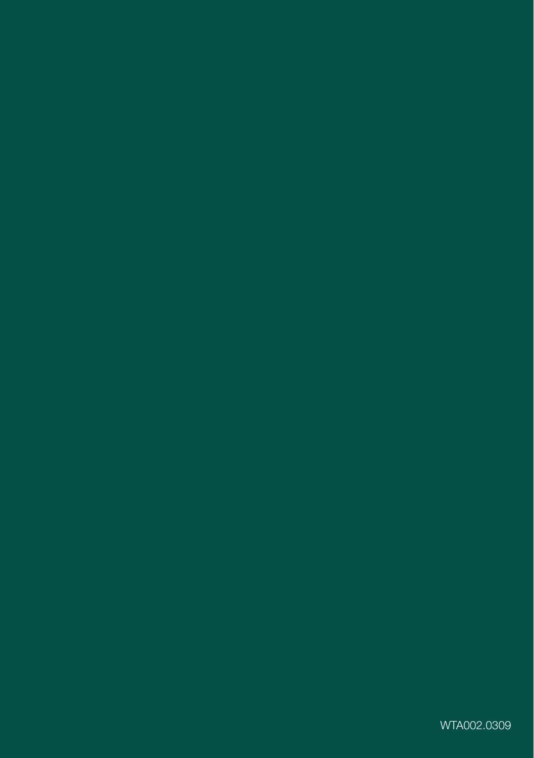WTA002.0309